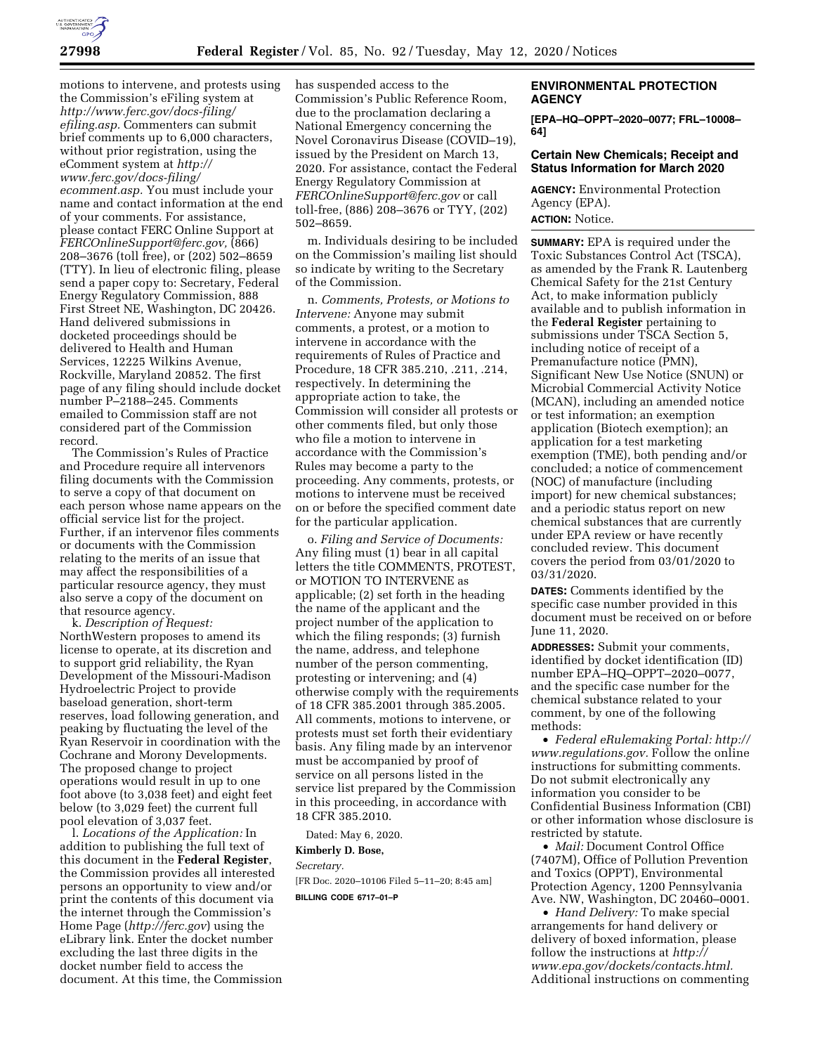motions to intervene, and protests using the Commission's eFiling system at *http://www.ferc.gov/docs-filing/efiling.asp.* Commenters can submit brief comments up to 6,000 characters, without prior registration, using the eComment system at *http://www.ferc.gov/docs-filing/ecomment.asp.* You must include your name and contact information at the end of your comments. For assistance, please contact FERC Online Support at *FERCOnlineSupport@ferc.gov,* (866) 208–3676 (toll free), or (202) 502–8659 (TTY). In lieu of electronic filing, please send a paper copy to: Secretary, Federal Energy Regulatory Commission, 888 First Street NE, Washington, DC 20426. Hand delivered submissions in docketed proceedings should be delivered to Health and Human Services, 12225 Wilkins Avenue, Rockville, Maryland 20852. The first page of any filing should include docket number P–2188–245. Comments emailed to Commission staff are not considered part of the Commission record.

The Commission's Rules of Practice and Procedure require all intervenors filing documents with the Commission to serve a copy of that document on each person whose name appears on the official service list for the project. Further, if an intervenor files comments or documents with the Commission relating to the merits of an issue that may affect the responsibilities of a particular resource agency, they must also serve a copy of the document on that resource agency.

k. *Description of Request:* NorthWestern proposes to amend its license to operate, at its discretion and to support grid reliability, the Ryan Development of the Missouri-Madison Hydroelectric Project to provide baseload generation, short-term reserves, load following generation, and peaking by fluctuating the level of the Ryan Reservoir in coordination with the Cochrane and Morony Developments. The proposed change to project operations would result in up to one foot above (to 3,038 feet) and eight feet below (to 3,029 feet) the current full pool elevation of 3,037 feet.

l. *Locations of the Application:* In addition to publishing the full text of this document in the **Federal Register**, the Commission provides all interested persons an opportunity to view and/or print the contents of this document via the internet through the Commission's Home Page (*http://ferc.gov*) using the eLibrary link. Enter the docket number excluding the last three digits in the docket number field to access the document. At this time, the Commission has suspended access to the Commission's Public Reference Room, due to the proclamation declaring a National Emergency concerning the Novel Coronavirus Disease (COVID–19), issued by the President on March 13, 2020. For assistance, contact the Federal Energy Regulatory Commission at *FERCOnlineSupport@ferc.gov* or call toll-free, (886) 208–3676 or TYY, (202) 502–8659.

m. Individuals desiring to be included on the Commission's mailing list should so indicate by writing to the Secretary of the Commission.

n. *Comments, Protests, or Motions to Intervene:* Anyone may submit comments, a protest, or a motion to intervene in accordance with the requirements of Rules of Practice and Procedure, 18 CFR 385.210, .211, .214, respectively. In determining the appropriate action to take, the Commission will consider all protests or other comments filed, but only those who file a motion to intervene in accordance with the Commission's Rules may become a party to the proceeding. Any comments, protests, or motions to intervene must be received on or before the specified comment date for the particular application.

o. *Filing and Service of Documents:* Any filing must (1) bear in all capital letters the title COMMENTS, PROTEST, or MOTION TO INTERVENE as applicable; (2) set forth in the heading the name of the applicant and the project number of the application to which the filing responds; (3) furnish the name, address, and telephone number of the person commenting, protesting or intervening; and (4) otherwise comply with the requirements of 18 CFR 385.2001 through 385.2005. All comments, motions to intervene, or protests must set forth their evidentiary basis. Any filing made by an intervenor must be accompanied by proof of service on all persons listed in the service list prepared by the Commission in this proceeding, in accordance with 18 CFR 385.2010.

Dated: May 6, 2020.

**Kimberly D. Bose,**

*Secretary.*

[FR Doc. 2020–10106 Filed 5–11–20; 8:45 am]

**BILLING CODE 6717–01–P**

## ENVIRONMENTAL PROTECTION AGENCY

**[EPA–HQ–OPPT–2020–0077; FRL–10008–64]**

## Certain New Chemicals; Receipt and Status Information for March 2020

**AGENCY:** Environmental Protection Agency (EPA).

**ACTION:** Notice.

**SUMMARY:** EPA is required under the Toxic Substances Control Act (TSCA), as amended by the Frank R. Lautenberg Chemical Safety for the 21st Century Act, to make information publicly available and to publish information in the **Federal Register** pertaining to submissions under TSCA Section 5, including notice of receipt of a Premanufacture notice (PMN), Significant New Use Notice (SNUN) or Microbial Commercial Activity Notice (MCAN), including an amended notice or test information; an exemption application (Biotech exemption); an application for a test marketing exemption (TME), both pending and/or concluded; a notice of commencement (NOC) of manufacture (including import) for new chemical substances; and a periodic status report on new chemical substances that are currently under EPA review or have recently concluded review. This document covers the period from 03/01/2020 to 03/31/2020.

**DATES:** Comments identified by the specific case number provided in this document must be received on or before June 11, 2020.

**ADDRESSES:** Submit your comments, identified by docket identification (ID) number EPA–HQ–OPPT–2020–0077, and the specific case number for the chemical substance related to your comment, by one of the following methods:

- *Federal eRulemaking Portal: http://www.regulations.gov.* Follow the online instructions for submitting comments. Do not submit electronically any information you consider to be Confidential Business Information (CBI) or other information whose disclosure is restricted by statute.
- *Mail:* Document Control Office (7407M), Office of Pollution Prevention and Toxics (OPPT), Environmental Protection Agency, 1200 Pennsylvania Ave. NW, Washington, DC 20460–0001.
- *Hand Delivery:* To make special arrangements for hand delivery or delivery of boxed information, please follow the instructions at *http://www.epa.gov/dockets/contacts.html.* Additional instructions on commenting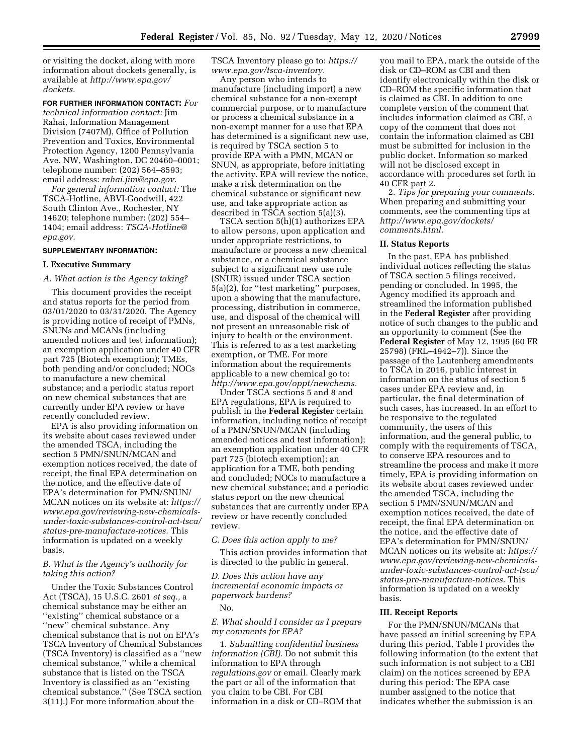or visiting the docket, along with more information about dockets generally, is available at *http://www.epa.gov/dockets.*

**FOR FURTHER INFORMATION CONTACT:** *For technical information contact:* Jim Rahai, Information Management Division (7407M), Office of Pollution Prevention and Toxics, Environmental Protection Agency, 1200 Pennsylvania Ave. NW, Washington, DC 20460–0001; telephone number: (202) 564–8593; email address: *rahai.jim@epa.gov.*

*For general information contact:* The TSCA-Hotline, ABVI-Goodwill, 422 South Clinton Ave., Rochester, NY 14620; telephone number: (202) 554–1404; email address: *TSCA-Hotline@epa.gov.*

**SUPPLEMENTARY INFORMATION:**

## I. Executive Summary

### *A. What action is the Agency taking?*

This document provides the receipt and status reports for the period from 03/01/2020 to 03/31/2020. The Agency is providing notice of receipt of PMNs, SNUNs and MCANs (including amended notices and test information); an exemption application under 40 CFR part 725 (Biotech exemption); TMEs, both pending and/or concluded; NOCs to manufacture a new chemical substance; and a periodic status report on new chemical substances that are currently under EPA review or have recently concluded review.

EPA is also providing information on its website about cases reviewed under the amended TSCA, including the section 5 PMN/SNUN/MCAN and exemption notices received, the date of receipt, the final EPA determination on the notice, and the effective date of EPA's determination for PMN/SNUN/MCAN notices on its website at: *https://www.epa.gov/reviewing-new-chemicals-under-toxic-substances-control-act-tsca/status-pre-manufacture-notices.* This information is updated on a weekly basis.

### *B. What is the Agency's authority for taking this action?*

Under the Toxic Substances Control Act (TSCA), 15 U.S.C. 2601 *et seq.,* a chemical substance may be either an ''existing'' chemical substance or a ''new'' chemical substance. Any chemical substance that is not on EPA's TSCA Inventory of Chemical Substances (TSCA Inventory) is classified as a ''new chemical substance,'' while a chemical substance that is listed on the TSCA Inventory is classified as an ''existing chemical substance.'' (See TSCA section 3(11).) For more information about the TSCA Inventory please go to: *https://www.epa.gov/tsca-inventory.*

Any person who intends to manufacture (including import) a new chemical substance for a non-exempt commercial purpose, or to manufacture or process a chemical substance in a non-exempt manner for a use that EPA has determined is a significant new use, is required by TSCA section 5 to provide EPA with a PMN, MCAN or SNUN, as appropriate, before initiating the activity. EPA will review the notice, make a risk determination on the chemical substance or significant new use, and take appropriate action as described in TSCA section 5(a)(3).

TSCA section 5(h)(1) authorizes EPA to allow persons, upon application and under appropriate restrictions, to manufacture or process a new chemical substance, or a chemical substance subject to a significant new use rule (SNUR) issued under TSCA section 5(a)(2), for ''test marketing'' purposes, upon a showing that the manufacture, processing, distribution in commerce, use, and disposal of the chemical will not present an unreasonable risk of injury to health or the environment. This is referred to as a test marketing exemption, or TME. For more information about the requirements applicable to a new chemical go to: *http://www.epa.gov/oppt/newchems.*

Under TSCA sections 5 and 8 and EPA regulations, EPA is required to publish in the **Federal Register** certain information, including notice of receipt of a PMN/SNUN/MCAN (including amended notices and test information); an exemption application under 40 CFR part 725 (biotech exemption); an application for a TME, both pending and concluded; NOCs to manufacture a new chemical substance; and a periodic status report on the new chemical substances that are currently under EPA review or have recently concluded review.

### *C. Does this action apply to me?*

This action provides information that is directed to the public in general.

### *D. Does this action have any incremental economic impacts or paperwork burdens?*

No.

### *E. What should I consider as I prepare my comments for EPA?*

1. *Submitting confidential business information (CBI).* Do not submit this information to EPA through *regulations.gov* or email. Clearly mark the part or all of the information that you claim to be CBI. For CBI information in a disk or CD–ROM that you mail to EPA, mark the outside of the disk or CD–ROM as CBI and then identify electronically within the disk or CD–ROM the specific information that is claimed as CBI. In addition to one complete version of the comment that includes information claimed as CBI, a copy of the comment that does not contain the information claimed as CBI must be submitted for inclusion in the public docket. Information so marked will not be disclosed except in accordance with procedures set forth in 40 CFR part 2.

2. *Tips for preparing your comments.* When preparing and submitting your comments, see the commenting tips at *http://www.epa.gov/dockets/comments.html.*

## II. Status Reports

In the past, EPA has published individual notices reflecting the status of TSCA section 5 filings received, pending or concluded. In 1995, the Agency modified its approach and streamlined the information published in the **Federal Register** after providing notice of such changes to the public and an opportunity to comment (See the **Federal Register** of May 12, 1995 (60 FR 25798) (FRL–4942–7)). Since the passage of the Lautenberg amendments to TSCA in 2016, public interest in information on the status of section 5 cases under EPA review and, in particular, the final determination of such cases, has increased. In an effort to be responsive to the regulated community, the users of this information, and the general public, to comply with the requirements of TSCA, to conserve EPA resources and to streamline the process and make it more timely, EPA is providing information on its website about cases reviewed under the amended TSCA, including the section 5 PMN/SNUN/MCAN and exemption notices received, the date of receipt, the final EPA determination on the notice, and the effective date of EPA's determination for PMN/SNUN/MCAN notices on its website at: *https://www.epa.gov/reviewing-new-chemicals-under-toxic-substances-control-act-tsca/status-pre-manufacture-notices.* This information is updated on a weekly basis.

## III. Receipt Reports

For the PMN/SNUN/MCANs that have passed an initial screening by EPA during this period, Table I provides the following information (to the extent that such information is not subject to a CBI claim) on the notices screened by EPA during this period: The EPA case number assigned to the notice that indicates whether the submission is an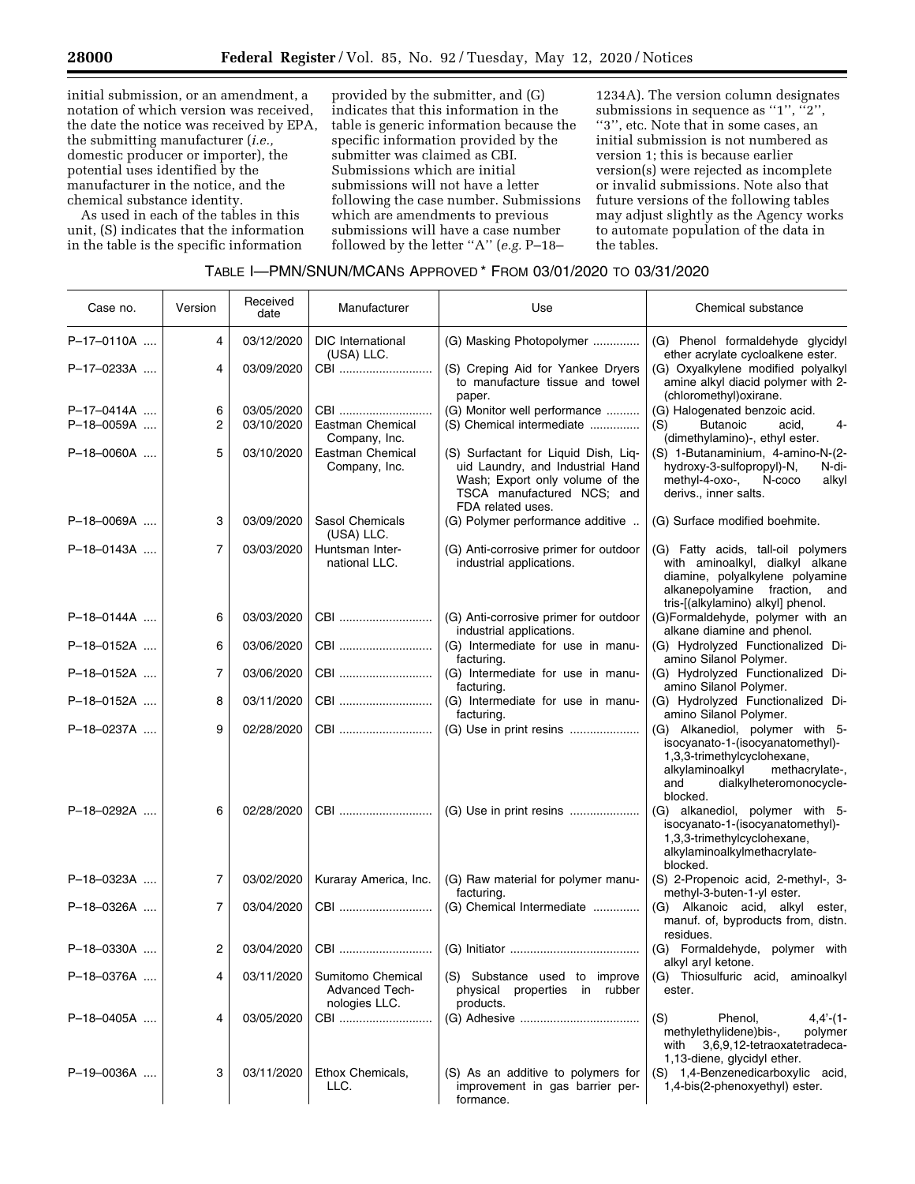initial submission, or an amendment, a notation of which version was received, the date the notice was received by EPA, the submitting manufacturer (*i.e.,* domestic producer or importer), the potential uses identified by the manufacturer in the notice, and the chemical substance identity.

As used in each of the tables in this unit, (S) indicates that the information in the table is the specific information provided by the submitter, and (G) indicates that this information in the table is generic information because the specific information provided by the submitter was claimed as CBI. Submissions which are initial submissions will not have a letter following the case number. Submissions which are amendments to previous submissions will have a case number followed by the letter "A" (*e.g.* P–18–1234A). The version column designates submissions in sequence as "1", "2", "3", etc. Note that in some cases, an initial submission is not numbered as version 1; this is because earlier version(s) were rejected as incomplete or invalid submissions. Note also that future versions of the following tables may adjust slightly as the Agency works to automate population of the data in the tables.

TABLE I—PMN/SNUN/MCANS APPROVED * FROM 03/01/2020 TO 03/31/2020

| Case no. | Version | Received date | Manufacturer | Use | Chemical substance |
|---|---|---|---|---|---|
| P–17–0110A | 4 | 03/12/2020 | DIC International (USA) LLC. | (G) Masking Photopolymer | (G) Phenol formaldehyde glycidyl ether acrylate cycloalkene ester. |
| P–17–0233A | 4 | 03/09/2020 | CBI | (S) Creping Aid for Yankee Dryers to manufacture tissue and towel paper. | (G) Oxyalkylene modified polyalkyl amine alkyl diacid polymer with 2-(chloromethyl)oxirane. |
| P–17–0414A | 6 | 03/05/2020 | CBI | (G) Monitor well performance | (G) Halogenated benzoic acid. |
| P–18–0059A | 2 | 03/10/2020 | Eastman Chemical Company, Inc. | (S) Chemical intermediate | (S) Butanoic acid, 4-(dimethylamino)-, ethyl ester. |
| P–18–0060A | 5 | 03/10/2020 | Eastman Chemical Company, Inc. | (S) Surfactant for Liquid Dish, Liquid Laundry, and Industrial Hand Wash; Export only volume of the TSCA manufactured NCS; and FDA related uses. | (S) 1-Butanaminium, 4-amino-N-(2-hydroxy-3-sulfopropyl)-N, N-dimethyl-4-oxo-, N-coco alkyl derivs., inner salts. |
| P–18–0069A | 3 | 03/09/2020 | Sasol Chemicals (USA) LLC. | (G) Polymer performance additive | (G) Surface modified boehmite. |
| P–18–0143A | 7 | 03/03/2020 | Huntsman International LLC. | (G) Anti-corrosive primer for outdoor industrial applications. | (G) Fatty acids, tall-oil polymers with aminoalkyl, dialkyl alkane diamine, polyalkylene polyamine alkanepolyamine fraction, and tris-[(alkylamino) alkyl] phenol. |
| P–18–0144A | 6 | 03/03/2020 | CBI | (G) Anti-corrosive primer for outdoor industrial applications. | (G)Formaldehyde, polymer with an alkane diamine and phenol. |
| P–18–0152A | 6 | 03/06/2020 | CBI | (G) Intermediate for use in manufacturing. | (G) Hydrolyzed Functionalized Diamino Silanol Polymer. |
| P–18–0152A | 7 | 03/06/2020 | CBI | (G) Intermediate for use in manufacturing. | (G) Hydrolyzed Functionalized Diamino Silanol Polymer. |
| P–18–0152A | 8 | 03/11/2020 | CBI | (G) Intermediate for use in manufacturing. | (G) Hydrolyzed Functionalized Diamino Silanol Polymer. |
| P–18–0237A | 9 | 02/28/2020 | CBI | (G) Use in print resins | (G) Alkanediol, polymer with 5-isocyanato-1-(isocyanatomethyl)-1,3,3-trimethylcyclohexane, alkylaminoalkyl methacrylate-, and dialkylheteromonocycle-blocked. |
| P–18–0292A | 6 | 02/28/2020 | CBI | (G) Use in print resins | (G) alkanediol, polymer with 5-isocyanato-1-(isocyanatomethyl)-1,3,3-trimethylcyclohexane, alkylaminoalkylmethacrylate-blocked. |
| P–18–0323A | 7 | 03/02/2020 | Kuraray America, Inc. | (G) Raw material for polymer manufacturing. | (S) 2-Propenoic acid, 2-methyl-, 3-methyl-3-buten-1-yl ester. |
| P–18–0326A | 7 | 03/04/2020 | CBI | (G) Chemical Intermediate | (G) Alkanoic acid, alkyl ester, manuf. of, byproducts from, distn. residues. |
| P–18–0330A | 2 | 03/04/2020 | CBI | (G) Initiator | (G) Formaldehyde, polymer with alkyl aryl ketone. |
| P–18–0376A | 4 | 03/11/2020 | Sumitomo Chemical Advanced Technologies LLC. | (S) Substance used to improve physical properties in rubber products. | (G) Thiosulfuric acid, aminoalkyl ester. |
| P–18–0405A | 4 | 03/05/2020 | CBI | (G) Adhesive | (S) Phenol, 4,4'-(1-methylethylidene)bis-, polymer with 3,6,9,12-tetraoxatetradeca-1,13-diene, glycidyl ether. |
| P–19–0036A | 3 | 03/11/2020 | Ethox Chemicals, LLC. | (S) As an additive to polymers for improvement in gas barrier performance. | (S) 1,4-Benzenedicarboxylic acid, 1,4-bis(2-phenoxyethyl) ester. |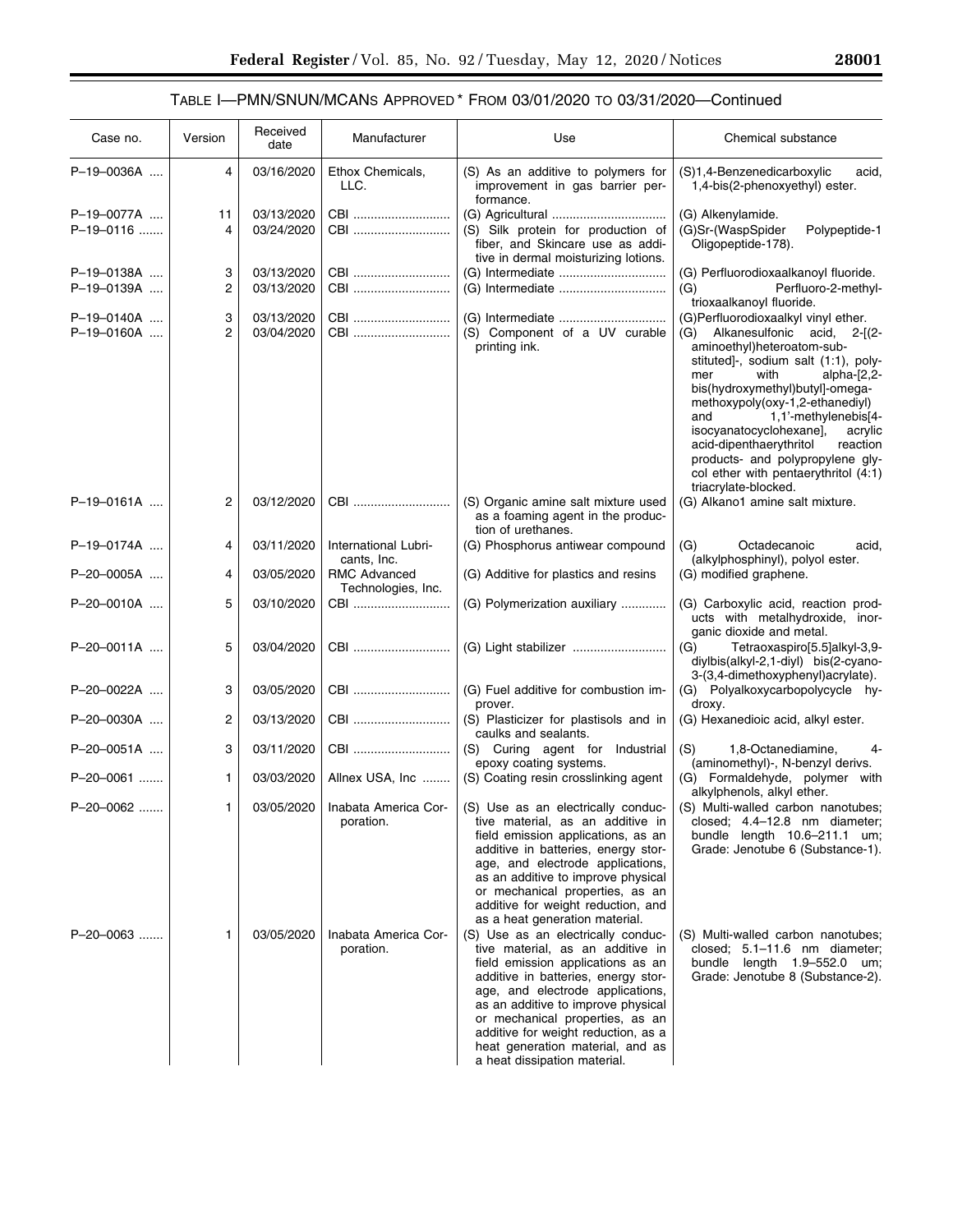TABLE I—PMN/SNUN/MCANS APPROVED * FROM 03/01/2020 TO 03/31/2020—Continued

| Case no. | Version | Received date | Manufacturer | Use | Chemical substance |
|---|---|---|---|---|---|
| P–19–0036A | 4 | 03/16/2020 | Ethox Chemicals, LLC. | (S) As an additive to polymers for improvement in gas barrier performance. | (S)1,4-Benzenedicarboxylic acid, 1,4-bis(2-phenoxyethyl) ester. |
| P–19–0077A | 11 | 03/13/2020 | CBI | (G) Agricultural | (G) Alkenylamide. |
| P–19–0116 | 4 | 03/24/2020 | CBI | (S) Silk protein for production of fiber, and Skincare use as additive in dermal moisturizing lotions. | (G)Sr-(WaspSpider Polypeptide-1 Oligopeptide-178). |
| P–19–0138A | 3 | 03/13/2020 | CBI | (G) Intermediate | (G) Perfluorodioxaalkanoyl fluoride. |
| P–19–0139A | 2 | 03/13/2020 | CBI | (G) Intermediate | (G) Perfluoro-2-methyl-trioxaalkanoyl fluoride. |
| P–19–0140A | 3 | 03/13/2020 | CBI | (G) Intermediate | (G)Perfluorodioxaalkyl vinyl ether. |
| P–19–0160A | 2 | 03/04/2020 | CBI | (S) Component of a UV curable printing ink. | (G) Alkanesulfonic acid, 2-[(2-aminoethyl)heteroatom-substituted]-, sodium salt (1:1), polymer with alpha-[2,2-bis(hydroxymethyl)butyl]-omega-methoxypoly(oxy-1,2-ethanediyl) and 1,1'-methylenebis[4-isocyanatocyclohexane], acrylic acid-dipenthaerythritol reaction products- and polypropylene glycol ether with pentaerythritol (4:1) triacrylate-blocked. |
| P–19–0161A | 2 | 03/12/2020 | CBI | (S) Organic amine salt mixture used as a foaming agent in the production of urethanes. | (G) Alkano1 amine salt mixture. |
| P–19–0174A | 4 | 03/11/2020 | International Lubricants, Inc. | (G) Phosphorus antiwear compound | (G) Octadecanoic acid, (alkylphosphinyl), polyol ester. |
| P–20–0005A | 4 | 03/05/2020 | RMC Advanced Technologies, Inc. | (G) Additive for plastics and resins | (G) modified graphene. |
| P–20–0010A | 5 | 03/10/2020 | CBI | (G) Polymerization auxiliary | (G) Carboxylic acid, reaction products with metalhydroxide, inorganic dioxide and metal. |
| P–20–0011A | 5 | 03/04/2020 | CBI | (G) Light stabilizer | (G) Tetraoxaspiro[5.5]alkyl-3,9-diylbis(alkyl-2,1-diyl) bis(2-cyano-3-(3,4-dimethoxyphenyl)acrylate). |
| P–20–0022A | 3 | 03/05/2020 | CBI | (G) Fuel additive for combustion improver. | (G) Polyalkoxycarbopolycycle hydroxy. |
| P–20–0030A | 2 | 03/13/2020 | CBI | (S) Plasticizer for plastisols and in caulks and sealants. | (G) Hexanedioic acid, alkyl ester. |
| P–20–0051A | 3 | 03/11/2020 | CBI | (S) Curing agent for Industrial epoxy coating systems. | (S) 1,8-Octanediamine, 4-(aminomethyl)-, N-benzyl derivs. |
| P–20–0061 | 1 | 03/03/2020 | Allnex USA, Inc | (S) Coating resin crosslinking agent | (G) Formaldehyde, polymer with alkylphenols, alkyl ether. |
| P–20–0062 | 1 | 03/05/2020 | Inabata America Corporation. | (S) Use as an electrically conductive material, as an additive in field emission applications, as an additive in batteries, energy storage, and electrode applications, as an additive to improve physical or mechanical properties, as an additive for weight reduction, and as a heat generation material. | (S) Multi-walled carbon nanotubes; closed; 4.4–12.8 nm diameter; bundle length 10.6–211.1 um; Grade: Jenotube 6 (Substance-1). |
| P–20–0063 | 1 | 03/05/2020 | Inabata America Corporation. | (S) Use as an electrically conductive material, as an additive in field emission applications as an additive in batteries, energy storage, and electrode applications, as an additive to improve physical or mechanical properties, as an additive for weight reduction, as a heat generation material, and as a heat dissipation material. | (S) Multi-walled carbon nanotubes; closed; 5.1–11.6 nm diameter; bundle length 1.9–552.0 um; Grade: Jenotube 8 (Substance-2). |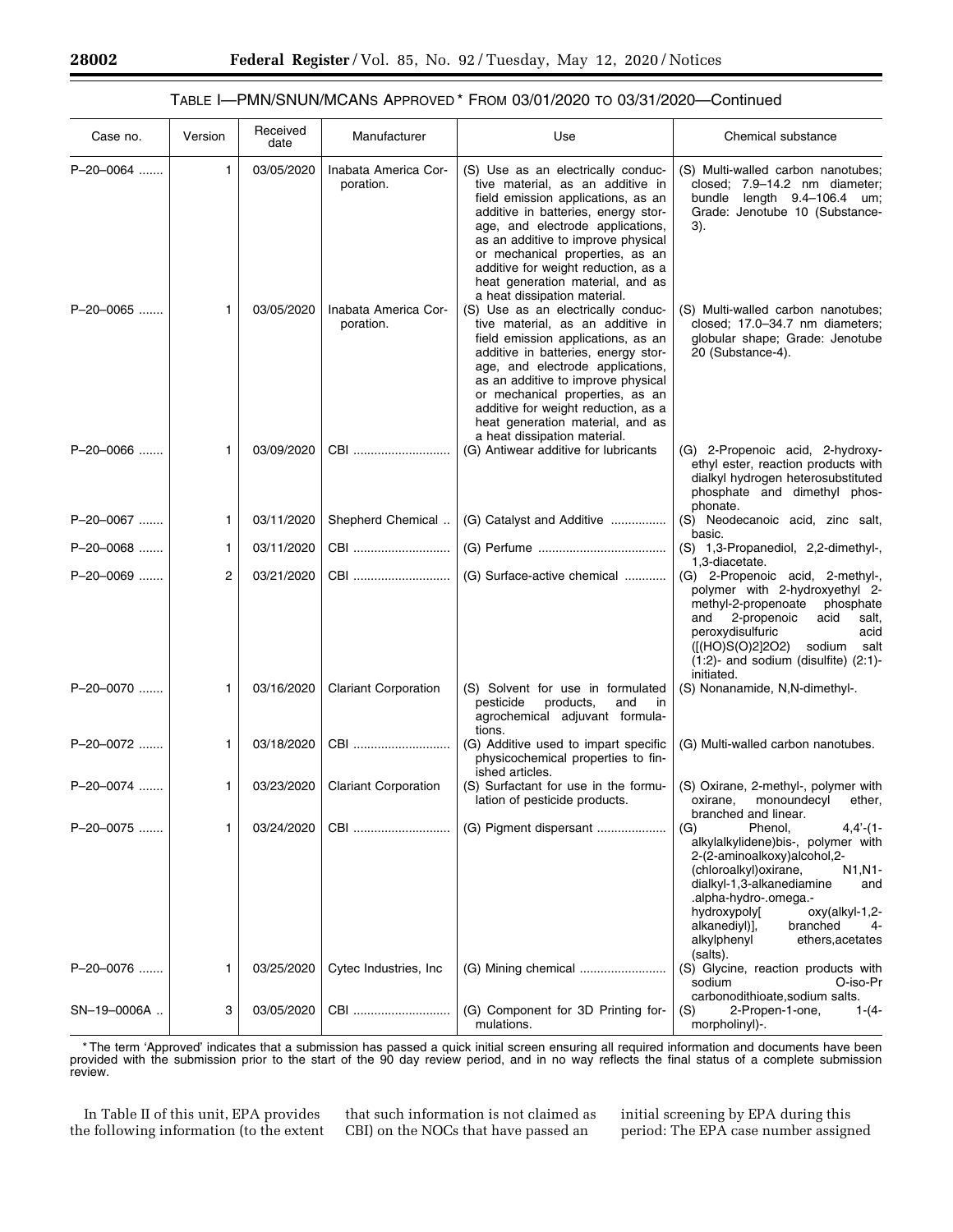### TABLE I—PMN/SNUN/MCANS APPROVED * FROM 03/01/2020 TO 03/31/2020—Continued

| Case no. | Version | Received date | Manufacturer | Use | Chemical substance |
|---|---|---|---|---|---|
| P–20–0064 | 1 | 03/05/2020 | Inabata America Corporation. | (S) Use as an electrically conductive material, as an additive in field emission applications, as an additive in batteries, energy storage, and electrode applications, as an additive to improve physical or mechanical properties, as an additive for weight reduction, as a heat generation material, and as a heat dissipation material. | (S) Multi-walled carbon nanotubes; closed; 7.9–14.2 nm diameter; bundle length 9.4–106.4 um; Grade: Jenotube 10 (Substance-3). |
| P–20–0065 | 1 | 03/05/2020 | Inabata America Corporation. | (S) Use as an electrically conductive material, as an additive in field emission applications, as an additive in batteries, energy storage, and electrode applications, as an additive to improve physical or mechanical properties, as an additive for weight reduction, as a heat generation material, and as a heat dissipation material. | (S) Multi-walled carbon nanotubes; closed; 17.0–34.7 nm diameters; globular shape; Grade: Jenotube 20 (Substance-4). |
| P–20–0066 | 1 | 03/09/2020 | CBI | (G) Antiwear additive for lubricants | (G) 2-Propenoic acid, 2-hydroxyethyl ester, reaction products with dialkyl hydrogen heterosubstituted phosphate and dimethyl phosphonate. |
| P–20–0067 | 1 | 03/11/2020 | Shepherd Chemical | (G) Catalyst and Additive | (S) Neodecanoic acid, zinc salt, basic. |
| P–20–0068 | 1 | 03/11/2020 | CBI | (G) Perfume | (S) 1,3-Propanediol, 2,2-dimethyl-, 1,3-diacetate. |
| P–20–0069 | 2 | 03/21/2020 | CBI | (G) Surface-active chemical | (G) 2-Propenoic acid, 2-methyl-, polymer with 2-hydroxyethyl 2-methyl-2-propenoate phosphate and 2-propenoic acid salt, peroxydisulfuric acid ([(HO)S(O)2]2O2) sodium salt (1:2)- and sodium (disulfite) (2:1)-initiated. |
| P–20–0070 | 1 | 03/16/2020 | Clariant Corporation | (S) Solvent for use in formulated pesticide products, and in agrochemical adjuvant formulations. | (S) Nonanamide, N,N-dimethyl-. |
| P–20–0072 | 1 | 03/18/2020 | CBI | (G) Additive used to impart specific physicochemical properties to finished articles. | (G) Multi-walled carbon nanotubes. |
| P–20–0074 | 1 | 03/23/2020 | Clariant Corporation | (S) Surfactant for use in the formulation of pesticide products. | (S) Oxirane, 2-methyl-, polymer with oxirane, monoundecyl ether, branched and linear. |
| P–20–0075 | 1 | 03/24/2020 | CBI | (G) Pigment dispersant | (G) Phenol, 4,4'-(1-alkylalkylidene)bis-, polymer with 2-(2-aminoalkoxy)alcohol,2-(chloroalkyl)oxirane, N1,N1-dialkyl-1,3-alkanediamine and .alpha-hydro-.omega.-hydroxypoly[ oxy(alkyl-1,2-alkanediyl)], branched 4-alkylphenyl ethers,acetates (salts). |
| P–20–0076 | 1 | 03/25/2020 | Cytec Industries, Inc | (G) Mining chemical | (S) Glycine, reaction products with sodium O-iso-Pr carbonodithioate,sodium salts. |
| SN–19–0006A | 3 | 03/05/2020 | CBI | (G) Component for 3D Printing formulations. | (S) 2-Propen-1-one, 1-(4-morpholinyl)-. |

* The term 'Approved' indicates that a submission has passed a quick initial screen ensuring all required information and documents have been provided with the submission prior to the start of the 90 day review period, and in no way reflects the final status of a complete submission review.

In Table II of this unit, EPA provides the following information (to the extent that such information is not claimed as CBI) on the NOCs that have passed an initial screening by EPA during this period: The EPA case number assigned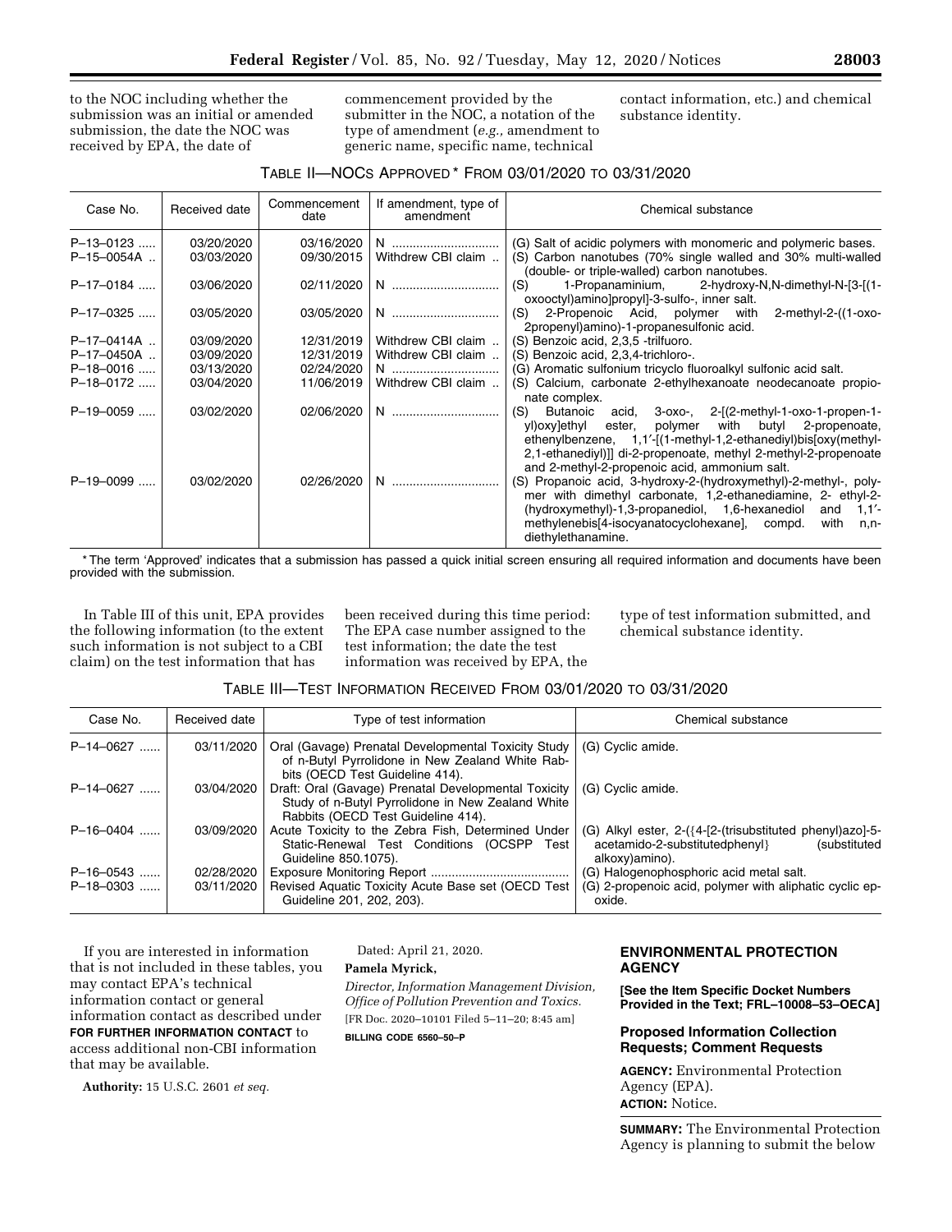to the NOC including whether the submission was an initial or amended submission, the date the NOC was received by EPA, the date of commencement provided by the submitter in the NOC, a notation of the type of amendment (*e.g.,* amendment to generic name, specific name, technical contact information, etc.) and chemical substance identity.

TABLE II—NOCs APPROVED * FROM 03/01/2020 TO 03/31/2020

| Case No. | Received date | Commencement date | If amendment, type of amendment | Chemical substance |
|---|---|---|---|---|
| P–13–0123 | 03/20/2020 | 03/16/2020 | N | (G) Salt of acidic polymers with monomeric and polymeric bases. |
| P–15–0054A | 03/03/2020 | 09/30/2015 | Withdrew CBI claim | (S) Carbon nanotubes (70% single walled and 30% multi-walled (double- or triple-walled) carbon nanotubes. |
| P–17–0184 | 03/06/2020 | 02/11/2020 | N | (S) 1-Propanaminium, 2-hydroxy-N,N-dimethyl-N-[3-[(1-oxooctyl)amino]propyl]-3-sulfo-, inner salt. |
| P–17–0325 | 03/05/2020 | 03/05/2020 | N | (S) 2-Propenoic Acid, polymer with 2-methyl-2-((1-oxo-2propenyl)amino)-1-propanesulfonic acid. |
| P–17–0414A | 03/09/2020 | 12/31/2019 | Withdrew CBI claim | (S) Benzoic acid, 2,3,5 -trilfuoro. |
| P–17–0450A | 03/09/2020 | 12/31/2019 | Withdrew CBI claim | (S) Benzoic acid, 2,3,4-trichloro-. |
| P–18–0016 | 03/13/2020 | 02/24/2020 | N | (G) Aromatic sulfonium tricyclo fluoroalkyl sulfonic acid salt. |
| P–18–0172 | 03/04/2020 | 11/06/2019 | Withdrew CBI claim | (S) Calcium, carbonate 2-ethylhexanoate neodecanoate propionate complex. |
| P–19–0059 | 03/02/2020 | 02/06/2020 | N | (S) Butanoic acid, 3-oxo-, 2-[(2-methyl-1-oxo-1-propen-1-yl)oxy]ethyl ester, polymer with butyl 2-propenoate, ethenylbenzene, 1,1′-[(1-methyl-1,2-ethanediyl)bis[oxy(methyl-2,1-ethanediyl)]] di-2-propenoate, methyl 2-methyl-2-propenoate and 2-methyl-2-propenoic acid, ammonium salt. |
| P–19–0099 | 03/02/2020 | 02/26/2020 | N | (S) Propanoic acid, 3-hydroxy-2-(hydroxymethyl)-2-methyl-, polymer with dimethyl carbonate, 1,2-ethanediamine, 2- ethyl-2-(hydroxymethyl)-1,3-propanediol, 1,6-hexanediol and 1,1′-methylenebis[4-isocyanatocyclohexane], compd. with n,n-diethylethanamine. |

* The term 'Approved' indicates that a submission has passed a quick initial screen ensuring all required information and documents have been provided with the submission.

In Table III of this unit, EPA provides the following information (to the extent such information is not subject to a CBI claim) on the test information that has been received during this time period: The EPA case number assigned to the test information; the date the test information was received by EPA, the type of test information submitted, and chemical substance identity.

TABLE III—TEST INFORMATION RECEIVED FROM 03/01/2020 TO 03/31/2020

| Case No. | Received date | Type of test information | Chemical substance |
|---|---|---|---|
| P–14–0627 | 03/11/2020 | Oral (Gavage) Prenatal Developmental Toxicity Study of n-Butyl Pyrrolidone in New Zealand White Rabbits (OECD Test Guideline 414). | (G) Cyclic amide. |
| P–14–0627 | 03/04/2020 | Draft: Oral (Gavage) Prenatal Developmental Toxicity Study of n-Butyl Pyrrolidone in New Zealand White Rabbits (OECD Test Guideline 414). | (G) Cyclic amide. |
| P–16–0404 | 03/09/2020 | Acute Toxicity to the Zebra Fish, Determined Under Static-Renewal Test Conditions (OCSPP Test Guideline 850.1075). | (G) Alkyl ester, 2-({4-[2-(trisubstituted phenyl)azo]-5-acetamido-2-substitutedphenyl} (substituted alkoxy)amino). |
| P–16–0543 | 02/28/2020 | Exposure Monitoring Report | (G) Halogenophosphoric acid metal salt. |
| P–18–0303 | 03/11/2020 | Revised Aquatic Toxicity Acute Base set (OECD Test Guideline 201, 202, 203). | (G) 2-propenoic acid, polymer with aliphatic cyclic epoxide. |

If you are interested in information that is not included in these tables, you may contact EPA's technical information contact or general information contact as described under **FOR FURTHER INFORMATION CONTACT** to access additional non-CBI information that may be available.

**Authority:** 15 U.S.C. 2601 *et seq.*

Dated: April 21, 2020.

**Pamela Myrick,**

*Director, Information Management Division, Office of Pollution Prevention and Toxics.*

[FR Doc. 2020–10101 Filed 5–11–20; 8:45 am]

**BILLING CODE 6560–50–P**

## ENVIRONMENTAL PROTECTION AGENCY

**[See the Item Specific Docket Numbers Provided in the Text; FRL–10008–53–OECA]**

## Proposed Information Collection Requests; Comment Requests

**AGENCY:** Environmental Protection Agency (EPA).

**ACTION:** Notice.

**SUMMARY:** The Environmental Protection Agency is planning to submit the below